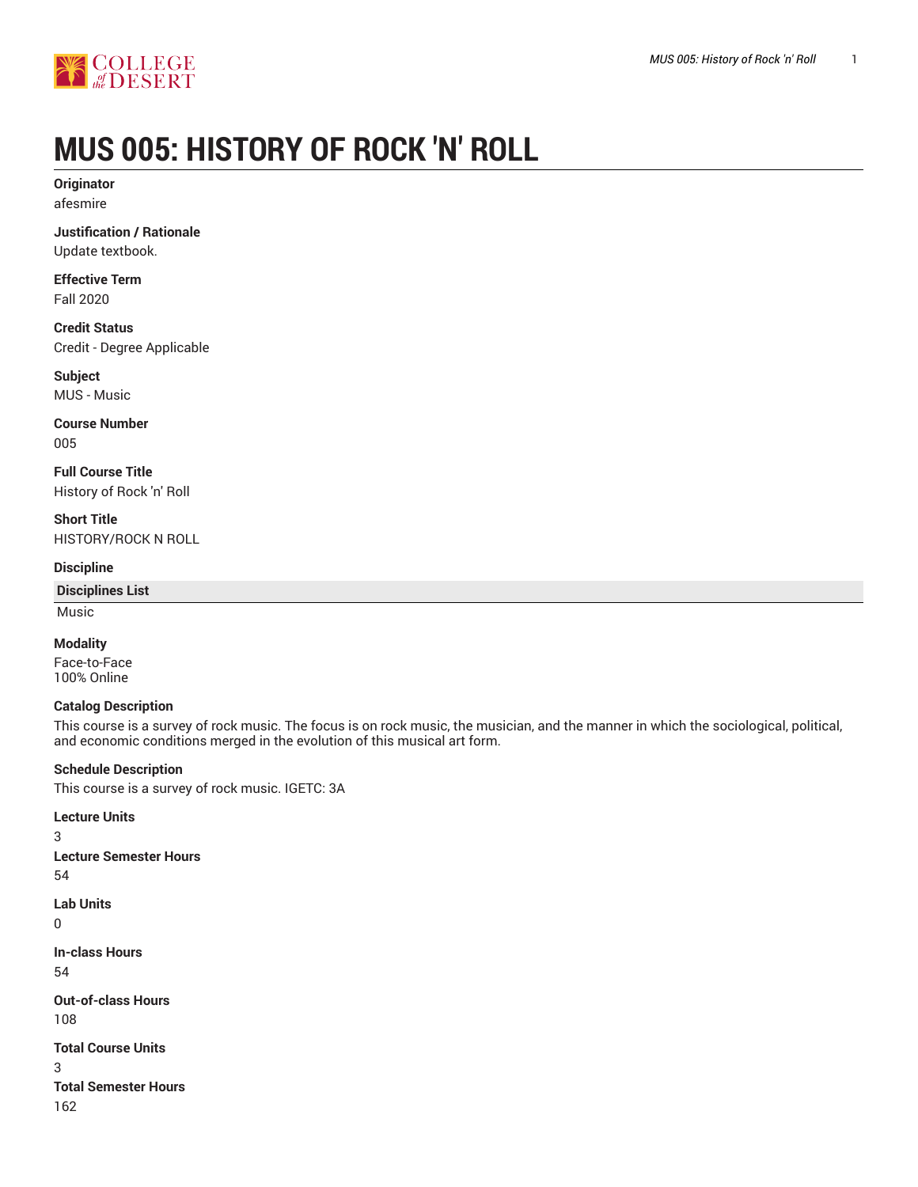# MUS 005: HISTORY OF ROCK 'N' ROLL

**Originator**
afesmire

**Justification / Rationale**
Update textbook.

**Effective Term**
Fall 2020

**Credit Status**
Credit - Degree Applicable

**Subject**
MUS - Music

**Course Number**
005

**Full Course Title**
History of Rock 'n' Roll

**Short Title**
HISTORY/ROCK N ROLL

**Discipline**

| Disciplines List |
| --- |
| Music |

**Modality**
Face-to-Face
100% Online

**Catalog Description**
This course is a survey of rock music. The focus is on rock music, the musician, and the manner in which the sociological, political, and economic conditions merged in the evolution of this musical art form.

**Schedule Description**
This course is a survey of rock music. IGETC: 3A

**Lecture Units**
3

**Lecture Semester Hours**
54

**Lab Units**
0

**In-class Hours**
54

**Out-of-class Hours**
108

**Total Course Units**
3

**Total Semester Hours**
162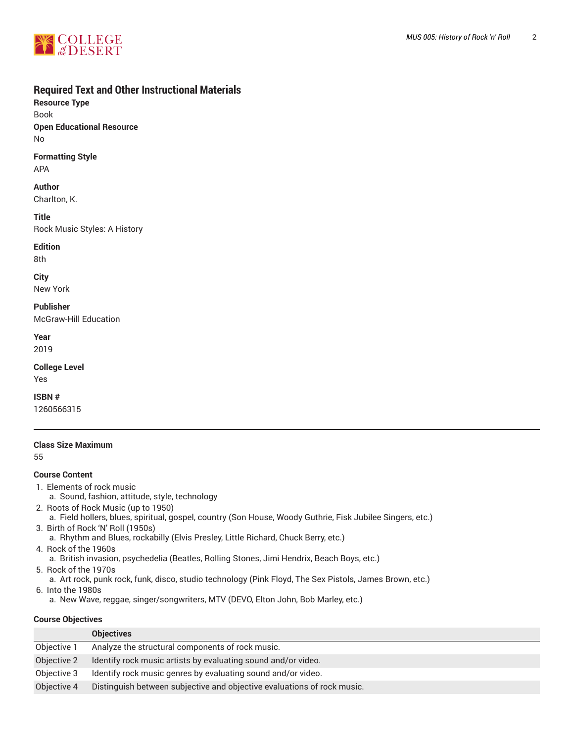## Required Text and Other Instructional Materials

**Resource Type**
Book

**Open Educational Resource**
No

**Formatting Style**
APA

**Author**
Charlton, K.

**Title**
Rock Music Styles: A History

**Edition**
8th

**City**
New York

**Publisher**
McGraw-Hill Education

**Year**
2019

**College Level**
Yes

**ISBN #**
1260566315

---

**Class Size Maximum**
55

**Course Content**

1. Elements of rock music
   a. Sound, fashion, attitude, style, technology
2. Roots of Rock Music (up to 1950)
   a. Field hollers, blues, spiritual, gospel, country (Son House, Woody Guthrie, Fisk Jubilee Singers, etc.)
3. Birth of Rock 'N' Roll (1950s)
   a. Rhythm and Blues, rockabilly (Elvis Presley, Little Richard, Chuck Berry, etc.)
4. Rock of the 1960s
   a. British invasion, psychedelia (Beatles, Rolling Stones, Jimi Hendrix, Beach Boys, etc.)
5. Rock of the 1970s
   a. Art rock, punk rock, funk, disco, studio technology (Pink Floyd, The Sex Pistols, James Brown, etc.)
6. Into the 1980s
   a. New Wave, reggae, singer/songwriters, MTV (DEVO, Elton John, Bob Marley, etc.)

**Course Objectives**

| | Objectives |
|---|---|
| Objective 1 | Analyze the structural components of rock music. |
| Objective 2 | Identify rock music artists by evaluating sound and/or video. |
| Objective 3 | Identify rock music genres by evaluating sound and/or video. |
| Objective 4 | Distinguish between subjective and objective evaluations of rock music. |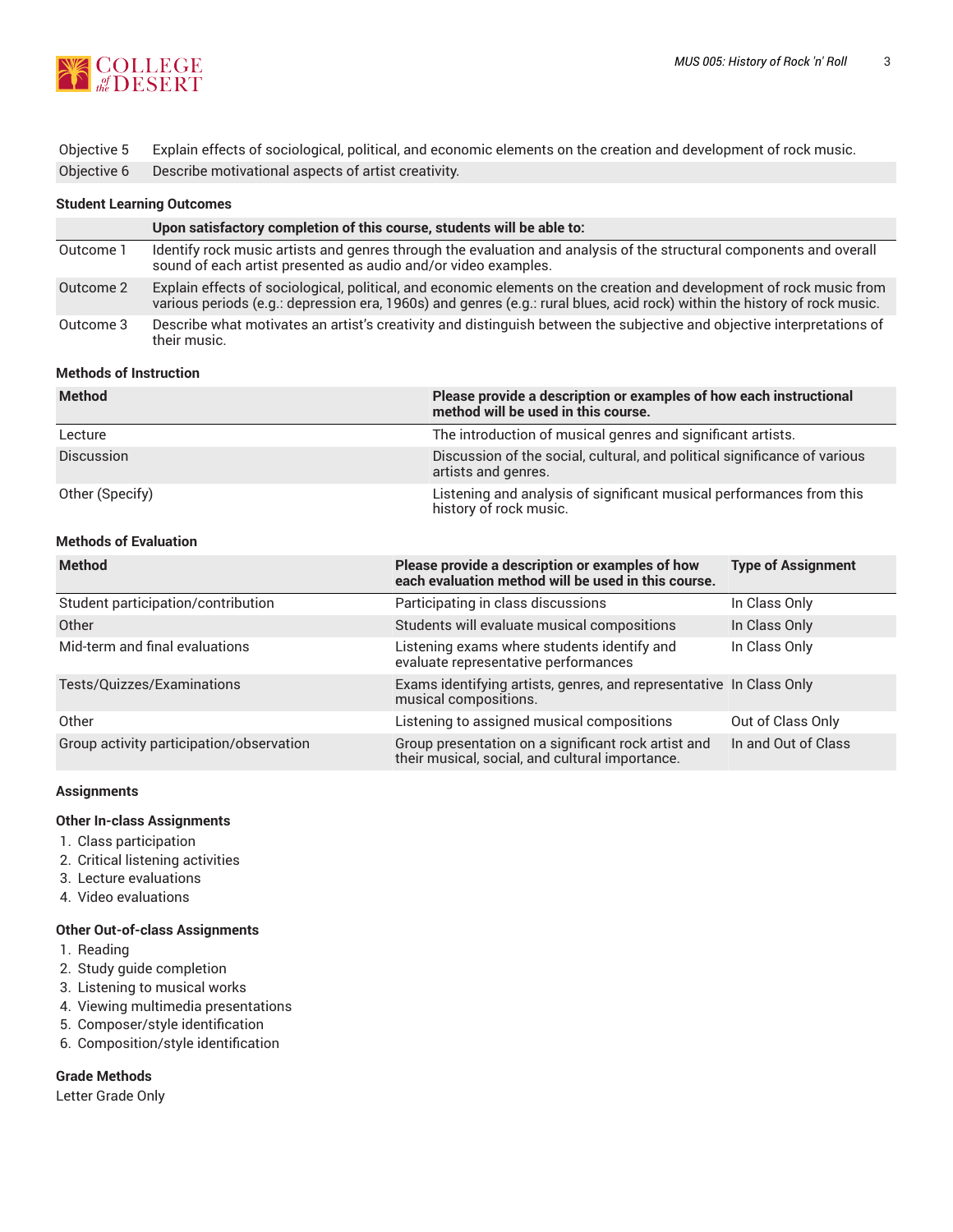| | |
|---|---|
| Objective 5 | Explain effects of sociological, political, and economic elements on the creation and development of rock music. |
| Objective 6 | Describe motivational aspects of artist creativity. |

### Student Learning Outcomes

| | Upon satisfactory completion of this course, students will be able to: |
|---|---|
| Outcome 1 | Identify rock music artists and genres through the evaluation and analysis of the structural components and overall sound of each artist presented as audio and/or video examples. |
| Outcome 2 | Explain effects of sociological, political, and economic elements on the creation and development of rock music from various periods (e.g.: depression era, 1960s) and genres (e.g.: rural blues, acid rock) within the history of rock music. |
| Outcome 3 | Describe what motivates an artist's creativity and distinguish between the subjective and objective interpretations of their music. |

### Methods of Instruction

| Method | Please provide a description or examples of how each instructional method will be used in this course. |
|---|---|
| Lecture | The introduction of musical genres and significant artists. |
| Discussion | Discussion of the social, cultural, and political significance of various artists and genres. |
| Other (Specify) | Listening and analysis of significant musical performances from this history of rock music. |

### Methods of Evaluation

| Method | Please provide a description or examples of how each evaluation method will be used in this course. | Type of Assignment |
|---|---|---|
| Student participation/contribution | Participating in class discussions | In Class Only |
| Other | Students will evaluate musical compositions | In Class Only |
| Mid-term and final evaluations | Listening exams where students identify and evaluate representative performances | In Class Only |
| Tests/Quizzes/Examinations | Exams identifying artists, genres, and representative musical compositions. | In Class Only |
| Other | Listening to assigned musical compositions | Out of Class Only |
| Group activity participation/observation | Group presentation on a significant rock artist and their musical, social, and cultural importance. | In and Out of Class |

### Assignments

#### Other In-class Assignments

1. Class participation
2. Critical listening activities
3. Lecture evaluations
4. Video evaluations

#### Other Out-of-class Assignments

1. Reading
2. Study guide completion
3. Listening to musical works
4. Viewing multimedia presentations
5. Composer/style identification
6. Composition/style identification

### Grade Methods

Letter Grade Only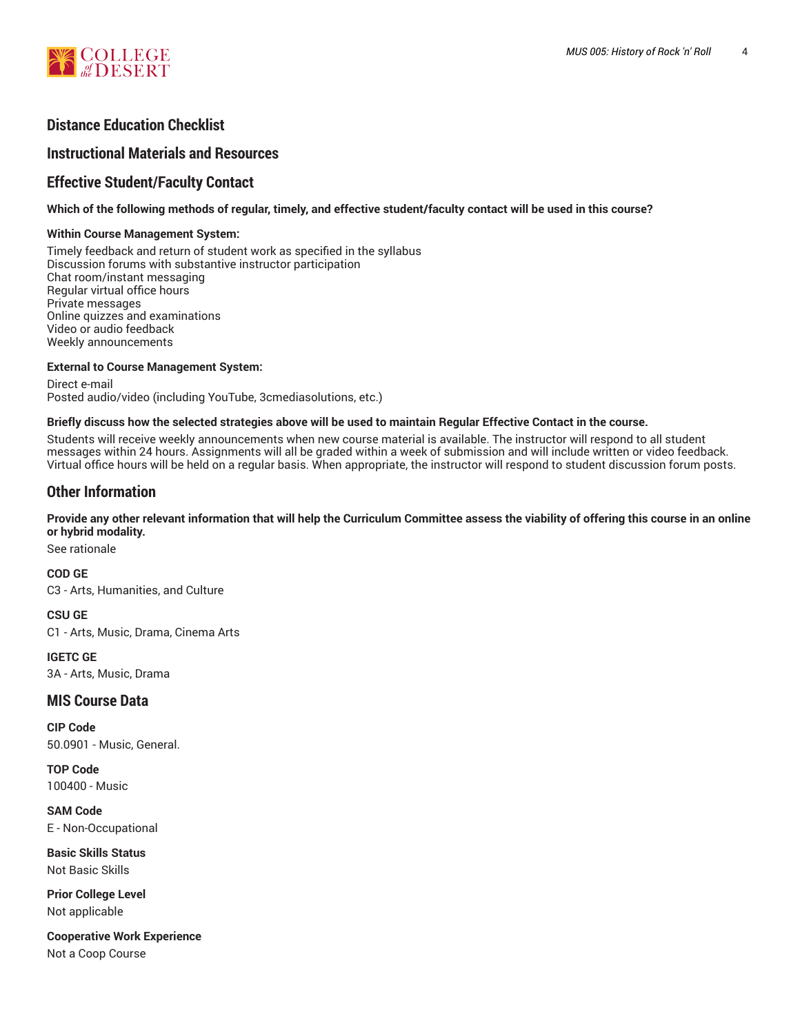## Distance Education Checklist

## Instructional Materials and Resources

## Effective Student/Faculty Contact

**Which of the following methods of regular, timely, and effective student/faculty contact will be used in this course?**

**Within Course Management System:**

Timely feedback and return of student work as specified in the syllabus
Discussion forums with substantive instructor participation
Chat room/instant messaging
Regular virtual office hours
Private messages
Online quizzes and examinations
Video or audio feedback
Weekly announcements

**External to Course Management System:**

Direct e-mail
Posted audio/video (including YouTube, 3cmediasolutions, etc.)

**Briefly discuss how the selected strategies above will be used to maintain Regular Effective Contact in the course.**

Students will receive weekly announcements when new course material is available. The instructor will respond to all student messages within 24 hours. Assignments will all be graded within a week of submission and will include written or video feedback. Virtual office hours will be held on a regular basis. When appropriate, the instructor will respond to student discussion forum posts.

## Other Information

**Provide any other relevant information that will help the Curriculum Committee assess the viability of offering this course in an online or hybrid modality.**

See rationale

**COD GE**

C3 - Arts, Humanities, and Culture

**CSU GE**

C1 - Arts, Music, Drama, Cinema Arts

**IGETC GE**

3A - Arts, Music, Drama

## MIS Course Data

**CIP Code**

50.0901 - Music, General.

**TOP Code**

100400 - Music

**SAM Code**

E - Non-Occupational

**Basic Skills Status**

Not Basic Skills

**Prior College Level**

Not applicable

**Cooperative Work Experience**

Not a Coop Course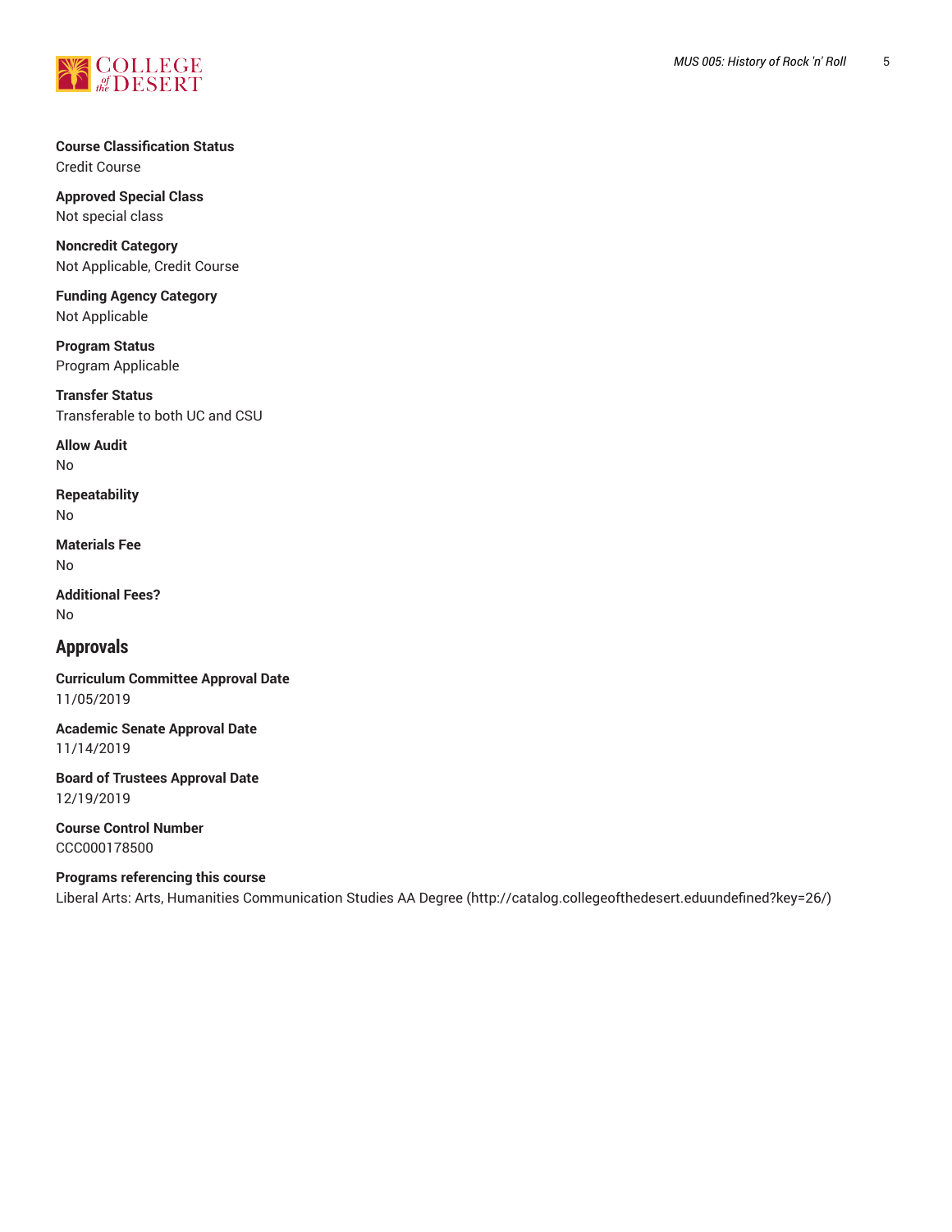**Course Classification Status**
Credit Course

**Approved Special Class**
Not special class

**Noncredit Category**
Not Applicable, Credit Course

**Funding Agency Category**
Not Applicable

**Program Status**
Program Applicable

**Transfer Status**
Transferable to both UC and CSU

**Allow Audit**
No

**Repeatability**
No

**Materials Fee**
No

**Additional Fees?**
No

## Approvals

**Curriculum Committee Approval Date**
11/05/2019

**Academic Senate Approval Date**
11/14/2019

**Board of Trustees Approval Date**
12/19/2019

**Course Control Number**
CCC000178500

**Programs referencing this course**
Liberal Arts: Arts, Humanities Communication Studies AA Degree (http://catalog.collegeofthedesert.eduundefined?key=26/)